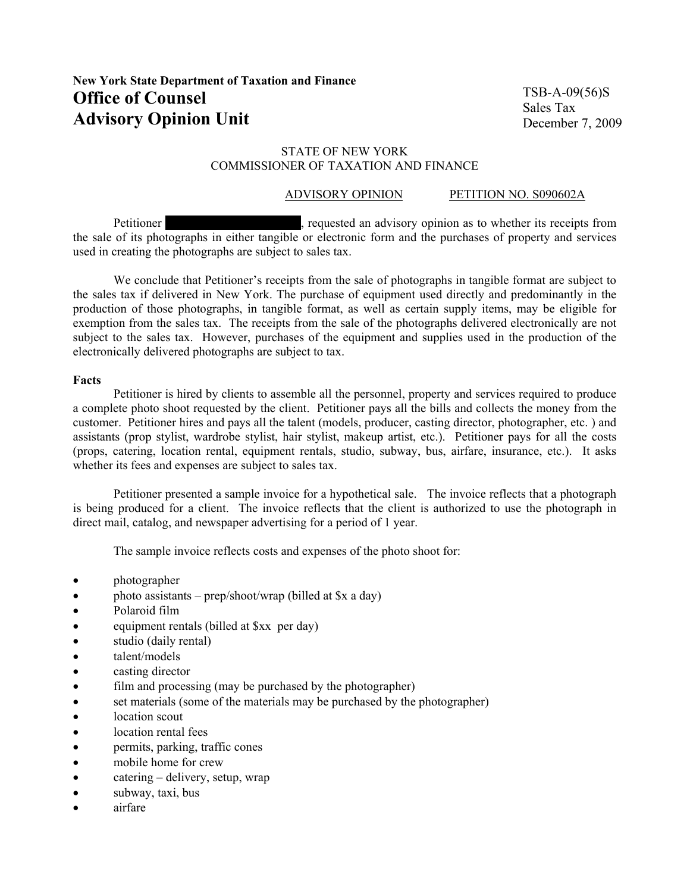**New York State Department of Taxation and Finance**

# Office of Counsel
# Advisory Opinion Unit

TSB-A-09(56)S
Sales Tax
December 7, 2009

STATE OF NEW YORK
COMMISSIONER OF TAXATION AND FINANCE

ADVISORY OPINION PETITION NO. S090602A

Petitioner ██████████, requested an advisory opinion as to whether its receipts from the sale of its photographs in either tangible or electronic form and the purchases of property and services used in creating the photographs are subject to sales tax.

We conclude that Petitioner's receipts from the sale of photographs in tangible format are subject to the sales tax if delivered in New York. The purchase of equipment used directly and predominantly in the production of those photographs, in tangible format, as well as certain supply items, may be eligible for exemption from the sales tax. The receipts from the sale of the photographs delivered electronically are not subject to the sales tax. However, purchases of the equipment and supplies used in the production of the electronically delivered photographs are subject to tax.

**Facts**

Petitioner is hired by clients to assemble all the personnel, property and services required to produce a complete photo shoot requested by the client. Petitioner pays all the bills and collects the money from the customer. Petitioner hires and pays all the talent (models, producer, casting director, photographer, etc. ) and assistants (prop stylist, wardrobe stylist, hair stylist, makeup artist, etc.). Petitioner pays for all the costs (props, catering, location rental, equipment rentals, studio, subway, bus, airfare, insurance, etc.). It asks whether its fees and expenses are subject to sales tax.

Petitioner presented a sample invoice for a hypothetical sale. The invoice reflects that a photograph is being produced for a client. The invoice reflects that the client is authorized to use the photograph in direct mail, catalog, and newspaper advertising for a period of 1 year.

The sample invoice reflects costs and expenses of the photo shoot for:

- photographer
- photo assistants – prep/shoot/wrap (billed at $x a day)
- Polaroid film
- equipment rentals (billed at $xx per day)
- studio (daily rental)
- talent/models
- casting director
- film and processing (may be purchased by the photographer)
- set materials (some of the materials may be purchased by the photographer)
- location scout
- location rental fees
- permits, parking, traffic cones
- mobile home for crew
- catering – delivery, setup, wrap
- subway, taxi, bus
- airfare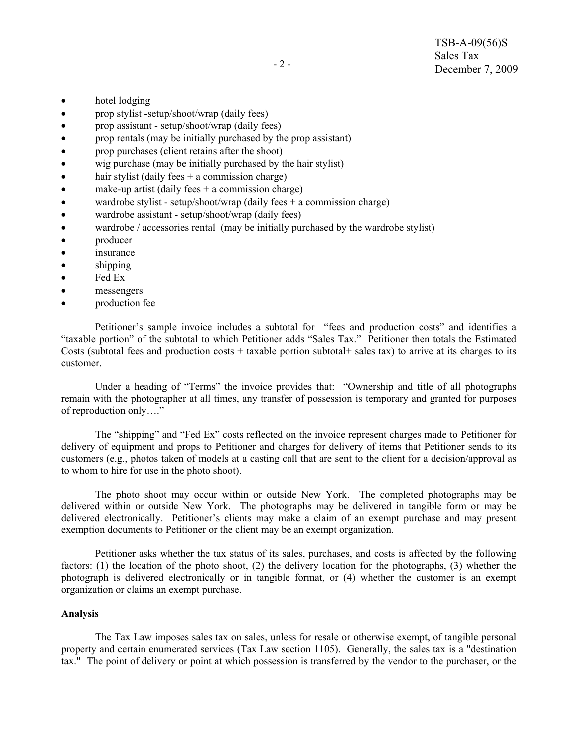- hotel lodging
- prop stylist -setup/shoot/wrap (daily fees)
- prop assistant - setup/shoot/wrap (daily fees)
- prop rentals (may be initially purchased by the prop assistant)
- prop purchases (client retains after the shoot)
- wig purchase (may be initially purchased by the hair stylist)
- hair stylist (daily fees + a commission charge)
- make-up artist (daily fees + a commission charge)
- wardrobe stylist - setup/shoot/wrap (daily fees + a commission charge)
- wardrobe assistant - setup/shoot/wrap (daily fees)
- wardrobe / accessories rental (may be initially purchased by the wardrobe stylist)
- producer
- insurance
- shipping
- Fed Ex
- messengers
- production fee

Petitioner's sample invoice includes a subtotal for "fees and production costs" and identifies a "taxable portion" of the subtotal to which Petitioner adds "Sales Tax." Petitioner then totals the Estimated Costs (subtotal fees and production costs + taxable portion subtotal+ sales tax) to arrive at its charges to its customer.

Under a heading of "Terms" the invoice provides that: "Ownership and title of all photographs remain with the photographer at all times, any transfer of possession is temporary and granted for purposes of reproduction only…."

The "shipping" and "Fed Ex" costs reflected on the invoice represent charges made to Petitioner for delivery of equipment and props to Petitioner and charges for delivery of items that Petitioner sends to its customers (e.g., photos taken of models at a casting call that are sent to the client for a decision/approval as to whom to hire for use in the photo shoot).

The photo shoot may occur within or outside New York. The completed photographs may be delivered within or outside New York. The photographs may be delivered in tangible form or may be delivered electronically. Petitioner's clients may make a claim of an exempt purchase and may present exemption documents to Petitioner or the client may be an exempt organization.

Petitioner asks whether the tax status of its sales, purchases, and costs is affected by the following factors: (1) the location of the photo shoot, (2) the delivery location for the photographs, (3) whether the photograph is delivered electronically or in tangible format, or (4) whether the customer is an exempt organization or claims an exempt purchase.

**Analysis**

The Tax Law imposes sales tax on sales, unless for resale or otherwise exempt, of tangible personal property and certain enumerated services (Tax Law section 1105). Generally, the sales tax is a "destination tax." The point of delivery or point at which possession is transferred by the vendor to the purchaser, or the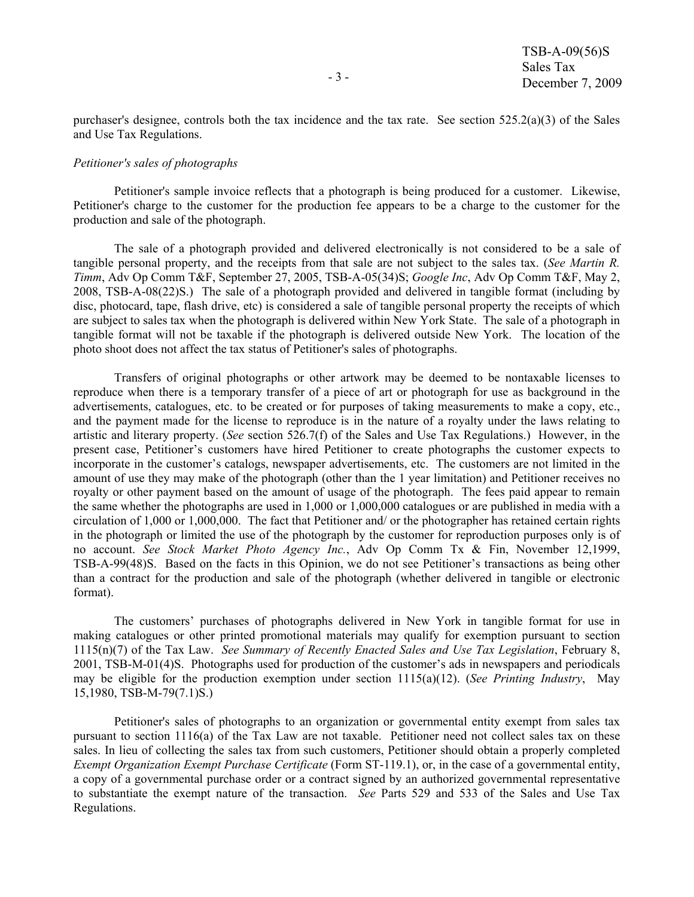purchaser's designee, controls both the tax incidence and the tax rate. See section 525.2(a)(3) of the Sales and Use Tax Regulations.

*Petitioner's sales of photographs*

Petitioner's sample invoice reflects that a photograph is being produced for a customer. Likewise, Petitioner's charge to the customer for the production fee appears to be a charge to the customer for the production and sale of the photograph.

The sale of a photograph provided and delivered electronically is not considered to be a sale of tangible personal property, and the receipts from that sale are not subject to the sales tax. (*See Martin R. Timm*, Adv Op Comm T&F, September 27, 2005, TSB-A-05(34)S; *Google Inc*, Adv Op Comm T&F, May 2, 2008, TSB-A-08(22)S.) The sale of a photograph provided and delivered in tangible format (including by disc, photocard, tape, flash drive, etc) is considered a sale of tangible personal property the receipts of which are subject to sales tax when the photograph is delivered within New York State. The sale of a photograph in tangible format will not be taxable if the photograph is delivered outside New York. The location of the photo shoot does not affect the tax status of Petitioner's sales of photographs.

Transfers of original photographs or other artwork may be deemed to be nontaxable licenses to reproduce when there is a temporary transfer of a piece of art or photograph for use as background in the advertisements, catalogues, etc. to be created or for purposes of taking measurements to make a copy, etc., and the payment made for the license to reproduce is in the nature of a royalty under the laws relating to artistic and literary property. (*See* section 526.7(f) of the Sales and Use Tax Regulations.) However, in the present case, Petitioner's customers have hired Petitioner to create photographs the customer expects to incorporate in the customer's catalogs, newspaper advertisements, etc. The customers are not limited in the amount of use they may make of the photograph (other than the 1 year limitation) and Petitioner receives no royalty or other payment based on the amount of usage of the photograph. The fees paid appear to remain the same whether the photographs are used in 1,000 or 1,000,000 catalogues or are published in media with a circulation of 1,000 or 1,000,000. The fact that Petitioner and/ or the photographer has retained certain rights in the photograph or limited the use of the photograph by the customer for reproduction purposes only is of no account. *See Stock Market Photo Agency Inc.*, Adv Op Comm Tx & Fin, November 12,1999, TSB-A-99(48)S. Based on the facts in this Opinion, we do not see Petitioner's transactions as being other than a contract for the production and sale of the photograph (whether delivered in tangible or electronic format).

The customers' purchases of photographs delivered in New York in tangible format for use in making catalogues or other printed promotional materials may qualify for exemption pursuant to section 1115(n)(7) of the Tax Law. *See Summary of Recently Enacted Sales and Use Tax Legislation*, February 8, 2001, TSB-M-01(4)S. Photographs used for production of the customer's ads in newspapers and periodicals may be eligible for the production exemption under section 1115(a)(12). (*See Printing Industry*, May 15,1980, TSB-M-79(7.1)S.)

Petitioner's sales of photographs to an organization or governmental entity exempt from sales tax pursuant to section 1116(a) of the Tax Law are not taxable. Petitioner need not collect sales tax on these sales. In lieu of collecting the sales tax from such customers, Petitioner should obtain a properly completed *Exempt Organization Exempt Purchase Certificate* (Form ST-119.1), or, in the case of a governmental entity, a copy of a governmental purchase order or a contract signed by an authorized governmental representative to substantiate the exempt nature of the transaction. *See* Parts 529 and 533 of the Sales and Use Tax Regulations.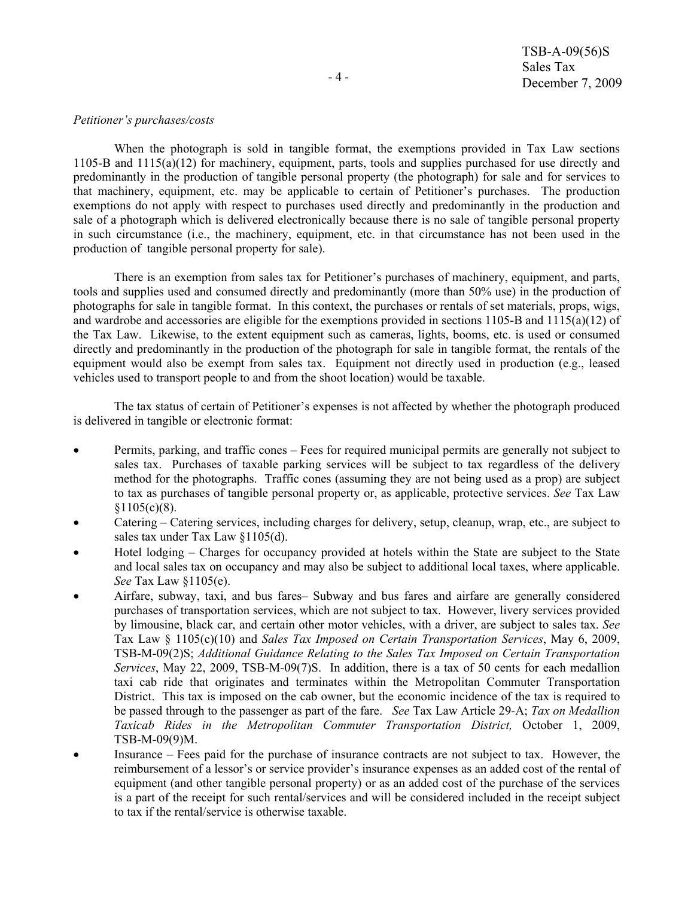*Petitioner's purchases/costs*

When the photograph is sold in tangible format, the exemptions provided in Tax Law sections 1105-B and 1115(a)(12) for machinery, equipment, parts, tools and supplies purchased for use directly and predominantly in the production of tangible personal property (the photograph) for sale and for services to that machinery, equipment, etc. may be applicable to certain of Petitioner's purchases. The production exemptions do not apply with respect to purchases used directly and predominantly in the production and sale of a photograph which is delivered electronically because there is no sale of tangible personal property in such circumstance (i.e., the machinery, equipment, etc. in that circumstance has not been used in the production of tangible personal property for sale).

There is an exemption from sales tax for Petitioner's purchases of machinery, equipment, and parts, tools and supplies used and consumed directly and predominantly (more than 50% use) in the production of photographs for sale in tangible format. In this context, the purchases or rentals of set materials, props, wigs, and wardrobe and accessories are eligible for the exemptions provided in sections 1105-B and 1115(a)(12) of the Tax Law. Likewise, to the extent equipment such as cameras, lights, booms, etc. is used or consumed directly and predominantly in the production of the photograph for sale in tangible format, the rentals of the equipment would also be exempt from sales tax. Equipment not directly used in production (e.g., leased vehicles used to transport people to and from the shoot location) would be taxable.

The tax status of certain of Petitioner's expenses is not affected by whether the photograph produced is delivered in tangible or electronic format:

- Permits, parking, and traffic cones – Fees for required municipal permits are generally not subject to sales tax. Purchases of taxable parking services will be subject to tax regardless of the delivery method for the photographs. Traffic cones (assuming they are not being used as a prop) are subject to tax as purchases of tangible personal property or, as applicable, protective services. *See* Tax Law §1105(c)(8).
- Catering – Catering services, including charges for delivery, setup, cleanup, wrap, etc., are subject to sales tax under Tax Law §1105(d).
- Hotel lodging – Charges for occupancy provided at hotels within the State are subject to the State and local sales tax on occupancy and may also be subject to additional local taxes, where applicable. *See* Tax Law §1105(e).
- Airfare, subway, taxi, and bus fares– Subway and bus fares and airfare are generally considered purchases of transportation services, which are not subject to tax. However, livery services provided by limousine, black car, and certain other motor vehicles, with a driver, are subject to sales tax. *See* Tax Law § 1105(c)(10) and *Sales Tax Imposed on Certain Transportation Services*, May 6, 2009, TSB-M-09(2)S; *Additional Guidance Relating to the Sales Tax Imposed on Certain Transportation Services*, May 22, 2009, TSB-M-09(7)S. In addition, there is a tax of 50 cents for each medallion taxi cab ride that originates and terminates within the Metropolitan Commuter Transportation District. This tax is imposed on the cab owner, but the economic incidence of the tax is required to be passed through to the passenger as part of the fare. *See* Tax Law Article 29-A; *Tax on Medallion Taxicab Rides in the Metropolitan Commuter Transportation District,* October 1, 2009, TSB-M-09(9)M.
- Insurance – Fees paid for the purchase of insurance contracts are not subject to tax. However, the reimbursement of a lessor's or service provider's insurance expenses as an added cost of the rental of equipment (and other tangible personal property) or as an added cost of the purchase of the services is a part of the receipt for such rental/services and will be considered included in the receipt subject to tax if the rental/service is otherwise taxable.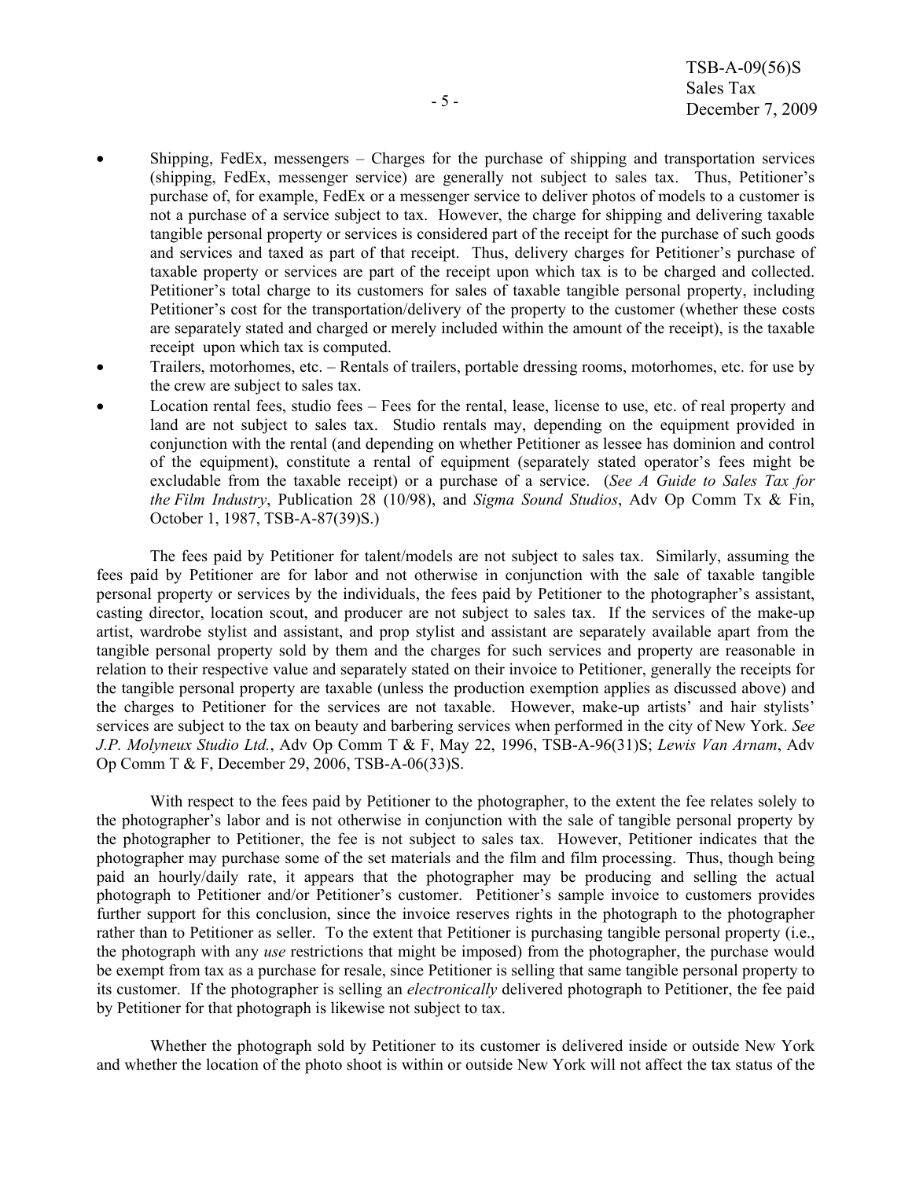- Shipping, FedEx, messengers – Charges for the purchase of shipping and transportation services (shipping, FedEx, messenger service) are generally not subject to sales tax. Thus, Petitioner's purchase of, for example, FedEx or a messenger service to deliver photos of models to a customer is not a purchase of a service subject to tax. However, the charge for shipping and delivering taxable tangible personal property or services is considered part of the receipt for the purchase of such goods and services and taxed as part of that receipt. Thus, delivery charges for Petitioner's purchase of taxable property or services are part of the receipt upon which tax is to be charged and collected. Petitioner's total charge to its customers for sales of taxable tangible personal property, including Petitioner's cost for the transportation/delivery of the property to the customer (whether these costs are separately stated and charged or merely included within the amount of the receipt), is the taxable receipt upon which tax is computed.
- Trailers, motorhomes, etc. – Rentals of trailers, portable dressing rooms, motorhomes, etc. for use by the crew are subject to sales tax.
- Location rental fees, studio fees – Fees for the rental, lease, license to use, etc. of real property and land are not subject to sales tax. Studio rentals may, depending on the equipment provided in conjunction with the rental (and depending on whether Petitioner as lessee has dominion and control of the equipment), constitute a rental of equipment (separately stated operator's fees might be excludable from the taxable receipt) or a purchase of a service. (*See A Guide to Sales Tax for the Film Industry*, Publication 28 (10/98), and *Sigma Sound Studios*, Adv Op Comm Tx & Fin, October 1, 1987, TSB-A-87(39)S.)

The fees paid by Petitioner for talent/models are not subject to sales tax. Similarly, assuming the fees paid by Petitioner are for labor and not otherwise in conjunction with the sale of taxable tangible personal property or services by the individuals, the fees paid by Petitioner to the photographer's assistant, casting director, location scout, and producer are not subject to sales tax. If the services of the make-up artist, wardrobe stylist and assistant, and prop stylist and assistant are separately available apart from the tangible personal property sold by them and the charges for such services and property are reasonable in relation to their respective value and separately stated on their invoice to Petitioner, generally the receipts for the tangible personal property are taxable (unless the production exemption applies as discussed above) and the charges to Petitioner for the services are not taxable. However, make-up artists' and hair stylists' services are subject to the tax on beauty and barbering services when performed in the city of New York. *See J.P. Molyneux Studio Ltd.*, Adv Op Comm T & F, May 22, 1996, TSB-A-96(31)S; *Lewis Van Arnam*, Adv Op Comm T & F, December 29, 2006, TSB-A-06(33)S.

With respect to the fees paid by Petitioner to the photographer, to the extent the fee relates solely to the photographer's labor and is not otherwise in conjunction with the sale of tangible personal property by the photographer to Petitioner, the fee is not subject to sales tax. However, Petitioner indicates that the photographer may purchase some of the set materials and the film and film processing. Thus, though being paid an hourly/daily rate, it appears that the photographer may be producing and selling the actual photograph to Petitioner and/or Petitioner's customer. Petitioner's sample invoice to customers provides further support for this conclusion, since the invoice reserves rights in the photograph to the photographer rather than to Petitioner as seller. To the extent that Petitioner is purchasing tangible personal property (i.e., the photograph with any *use* restrictions that might be imposed) from the photographer, the purchase would be exempt from tax as a purchase for resale, since Petitioner is selling that same tangible personal property to its customer. If the photographer is selling an *electronically* delivered photograph to Petitioner, the fee paid by Petitioner for that photograph is likewise not subject to tax.

Whether the photograph sold by Petitioner to its customer is delivered inside or outside New York and whether the location of the photo shoot is within or outside New York will not affect the tax status of the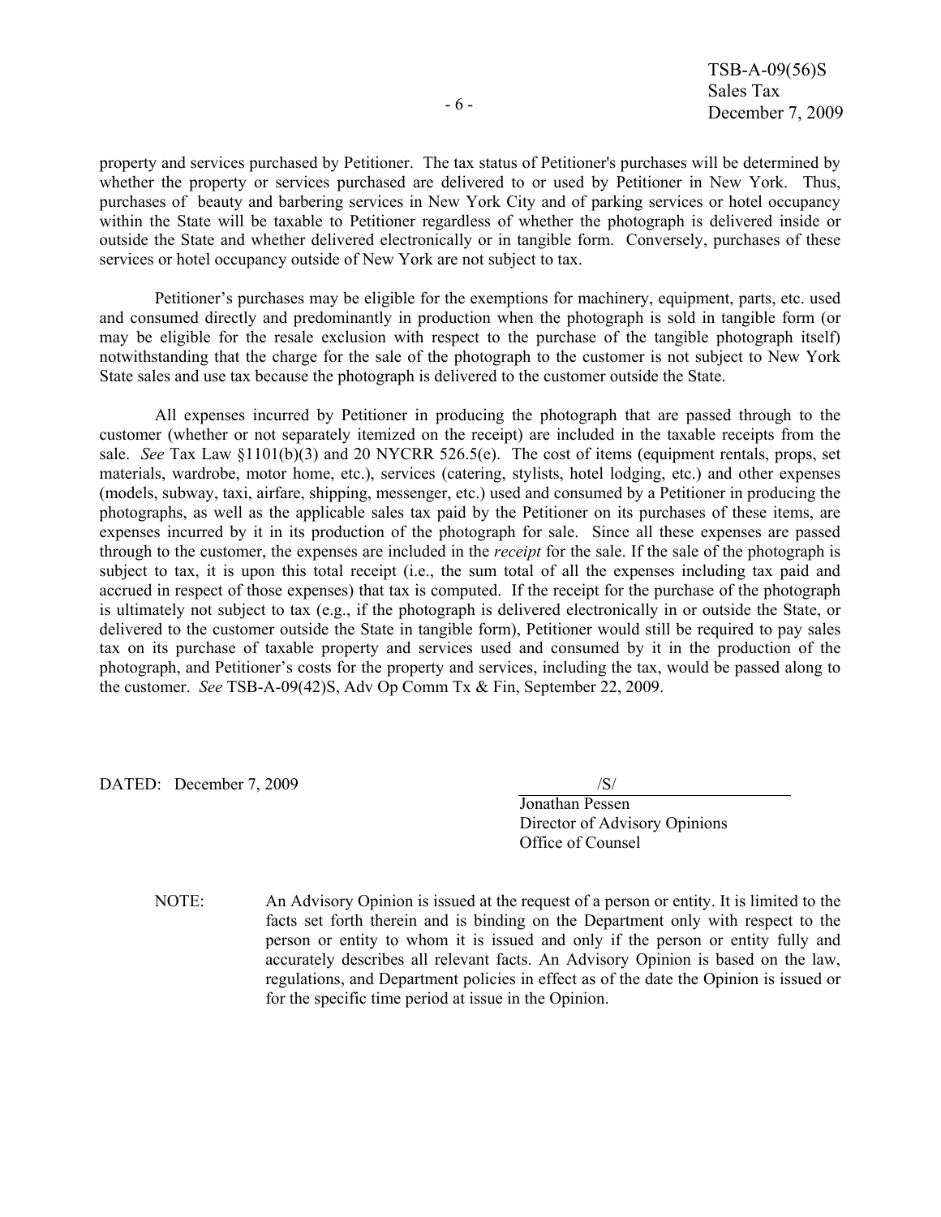property and services purchased by Petitioner. The tax status of Petitioner's purchases will be determined by whether the property or services purchased are delivered to or used by Petitioner in New York. Thus, purchases of beauty and barbering services in New York City and of parking services or hotel occupancy within the State will be taxable to Petitioner regardless of whether the photograph is delivered inside or outside the State and whether delivered electronically or in tangible form. Conversely, purchases of these services or hotel occupancy outside of New York are not subject to tax.

Petitioner's purchases may be eligible for the exemptions for machinery, equipment, parts, etc. used and consumed directly and predominantly in production when the photograph is sold in tangible form (or may be eligible for the resale exclusion with respect to the purchase of the tangible photograph itself) notwithstanding that the charge for the sale of the photograph to the customer is not subject to New York State sales and use tax because the photograph is delivered to the customer outside the State.

All expenses incurred by Petitioner in producing the photograph that are passed through to the customer (whether or not separately itemized on the receipt) are included in the taxable receipts from the sale. *See* Tax Law §1101(b)(3) and 20 NYCRR 526.5(e). The cost of items (equipment rentals, props, set materials, wardrobe, motor home, etc.), services (catering, stylists, hotel lodging, etc.) and other expenses (models, subway, taxi, airfare, shipping, messenger, etc.) used and consumed by a Petitioner in producing the photographs, as well as the applicable sales tax paid by the Petitioner on its purchases of these items, are expenses incurred by it in its production of the photograph for sale. Since all these expenses are passed through to the customer, the expenses are included in the *receipt* for the sale. If the sale of the photograph is subject to tax, it is upon this total receipt (i.e., the sum total of all the expenses including tax paid and accrued in respect of those expenses) that tax is computed. If the receipt for the purchase of the photograph is ultimately not subject to tax (e.g., if the photograph is delivered electronically in or outside the State, or delivered to the customer outside the State in tangible form), Petitioner would still be required to pay sales tax on its purchase of taxable property and services used and consumed by it in the production of the photograph, and Petitioner's costs for the property and services, including the tax, would be passed along to the customer. *See* TSB-A-09(42)S, Adv Op Comm Tx & Fin, September 22, 2009.

DATED: December 7, 2009

/S/
Jonathan Pessen
Director of Advisory Opinions
Office of Counsel

NOTE: An Advisory Opinion is issued at the request of a person or entity. It is limited to the facts set forth therein and is binding on the Department only with respect to the person or entity to whom it is issued and only if the person or entity fully and accurately describes all relevant facts. An Advisory Opinion is based on the law, regulations, and Department policies in effect as of the date the Opinion is issued or for the specific time period at issue in the Opinion.